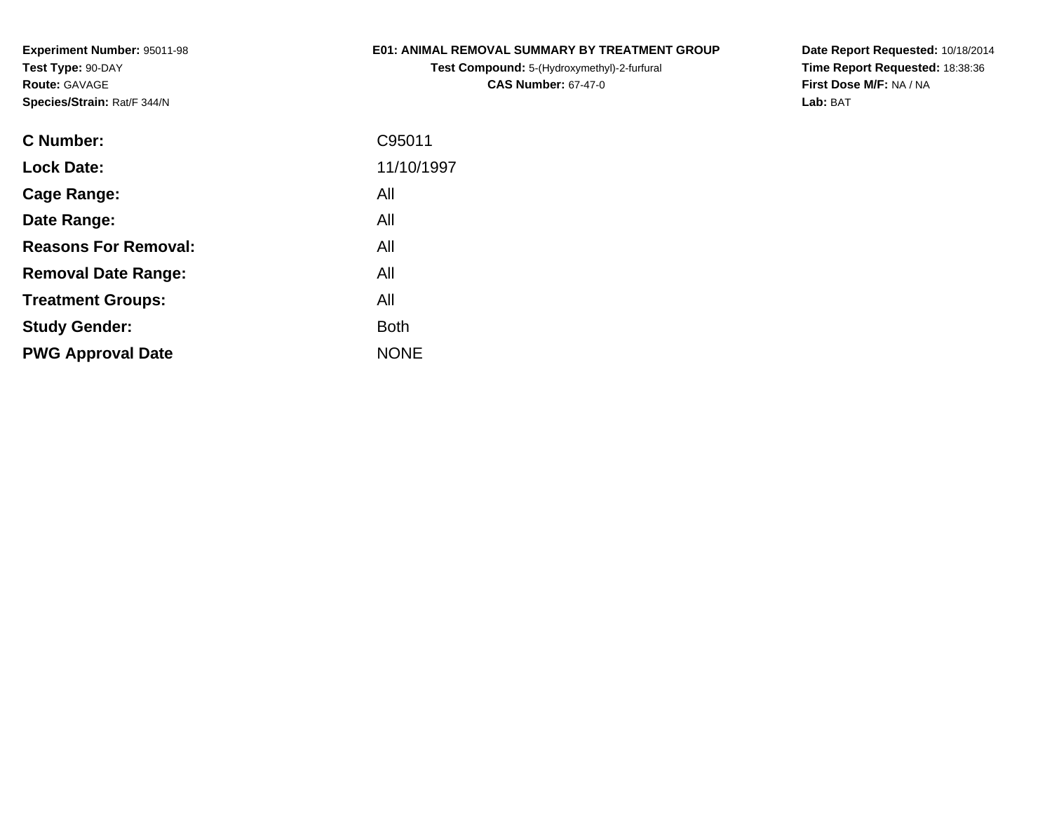**Experiment Number:** 95011-98
**Test Type:** 90-DAY
**Route:** GAVAGE
**Species/Strain:** Rat/F 344/N

# E01: ANIMAL REMOVAL SUMMARY BY TREATMENT GROUP

**Test Compound:** 5-(Hydroxymethyl)-2-furfural
**CAS Number:** 67-47-0

**Date Report Requested:** 10/18/2014
**Time Report Requested:** 18:38:36
**First Dose M/F:** NA / NA
**Lab:** BAT

| | |
|---|---|
| **C Number:** | C95011 |
| **Lock Date:** | 11/10/1997 |
| **Cage Range:** | All |
| **Date Range:** | All |
| **Reasons For Removal:** | All |
| **Removal Date Range:** | All |
| **Treatment Groups:** | All |
| **Study Gender:** | Both |
| **PWG Approval Date** | NONE |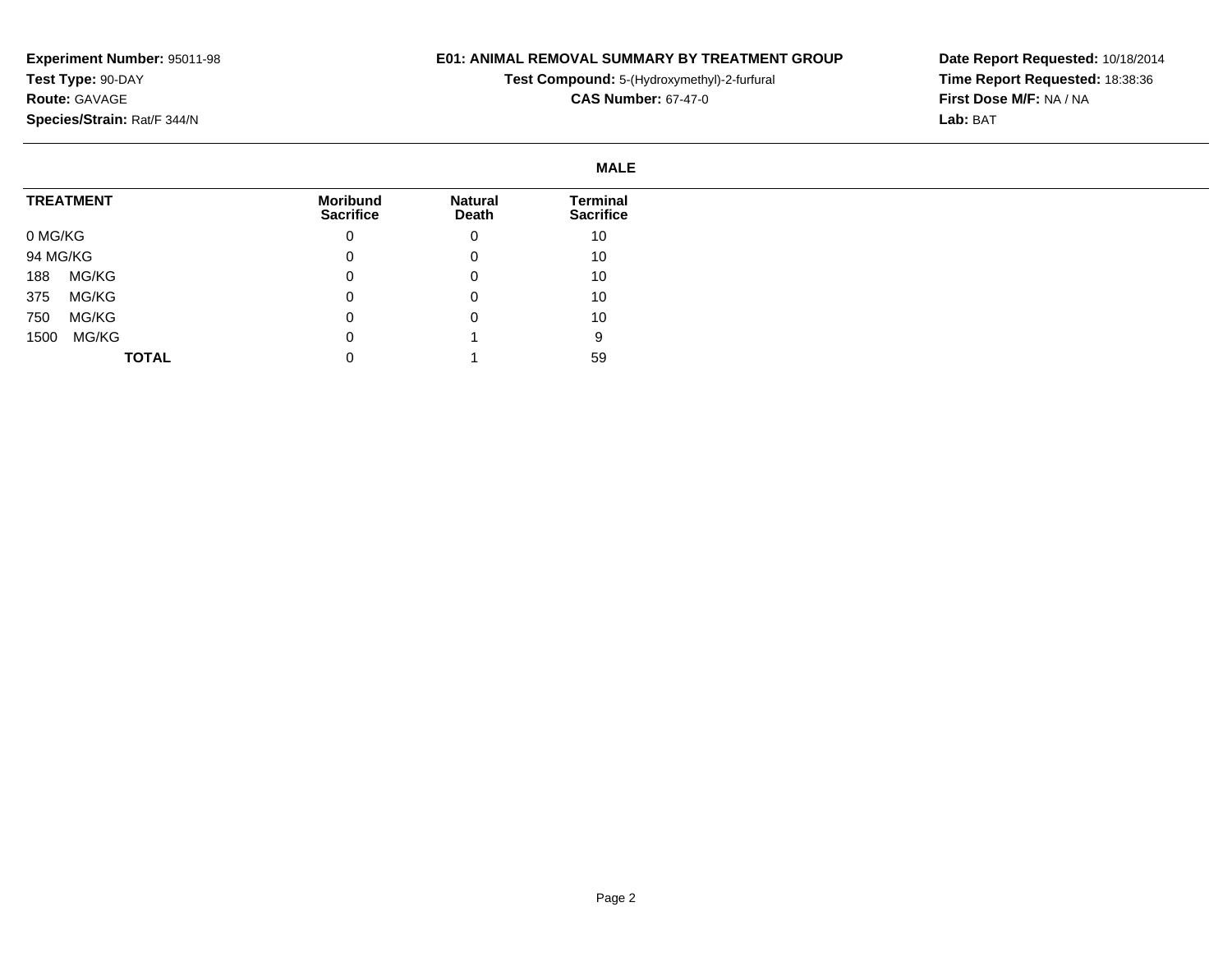**Experiment Number:** 95011-98
**Test Type:** 90-DAY
**Route:** GAVAGE
**Species/Strain:** Rat/F 344/N

**E01: ANIMAL REMOVAL SUMMARY BY TREATMENT GROUP**
**Test Compound:** 5-(Hydroxymethyl)-2-furfural
**CAS Number:** 67-47-0

**Date Report Requested:** 10/18/2014
**Time Report Requested:** 18:38:36
**First Dose M/F:** NA / NA
**Lab:** BAT

**MALE**

| TREATMENT | Moribund Sacrifice | Natural Death | Terminal Sacrifice |
|---|---|---|---|
| 0 MG/KG | 0 | 0 | 10 |
| 94 MG/KG | 0 | 0 | 10 |
| 188 MG/KG | 0 | 0 | 10 |
| 375 MG/KG | 0 | 0 | 10 |
| 750 MG/KG | 0 | 0 | 10 |
| 1500 MG/KG | 0 | 1 | 9 |
| **TOTAL** | 0 | 1 | 59 |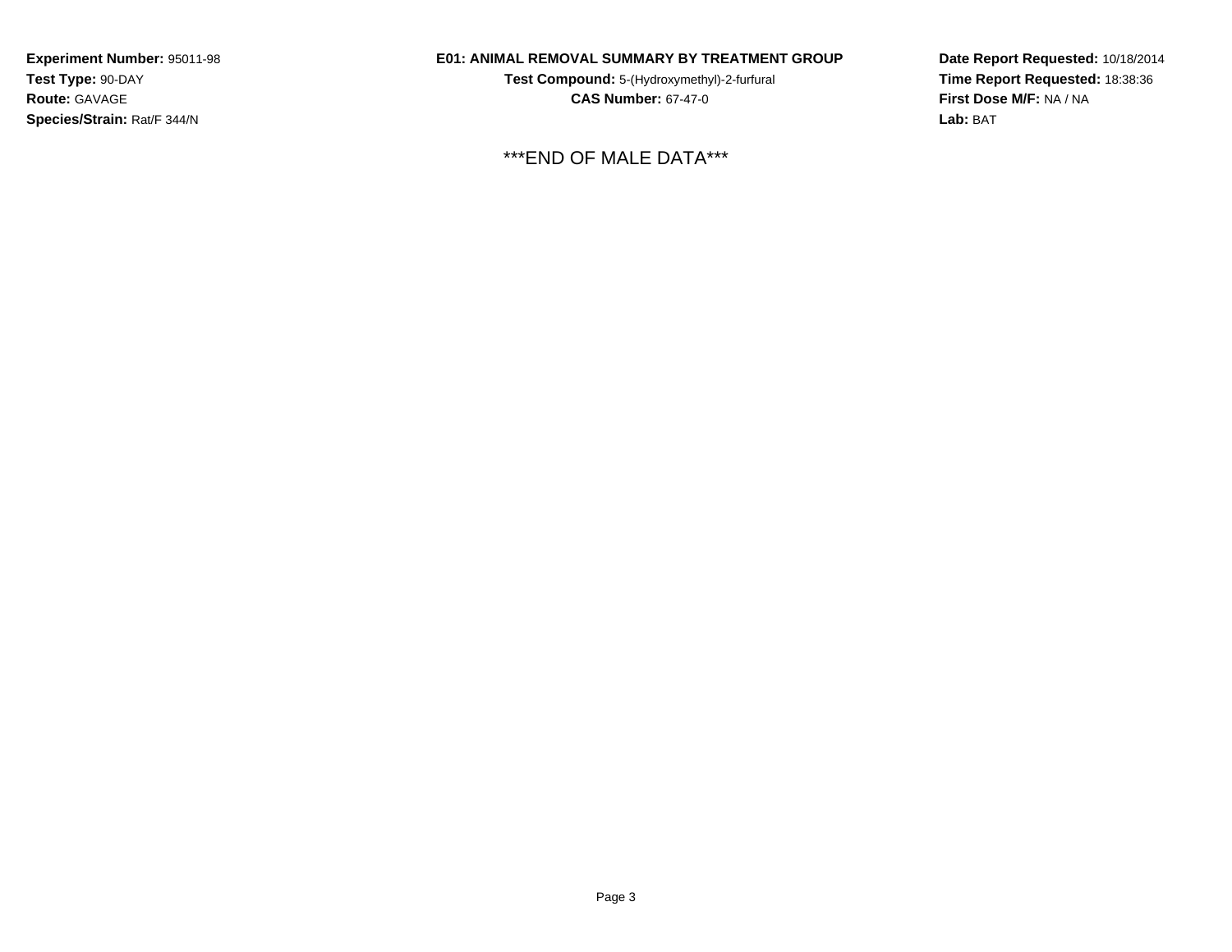**Experiment Number:** 95011-98
**Test Type:** 90-DAY
**Route:** GAVAGE
**Species/Strain:** Rat/F 344/N

**E01: ANIMAL REMOVAL SUMMARY BY TREATMENT GROUP**
**Test Compound:** 5-(Hydroxymethyl)-2-furfural
**CAS Number:** 67-47-0

**Date Report Requested:** 10/18/2014
**Time Report Requested:** 18:38:36
**First Dose M/F:** NA / NA
**Lab:** BAT

***END OF MALE DATA***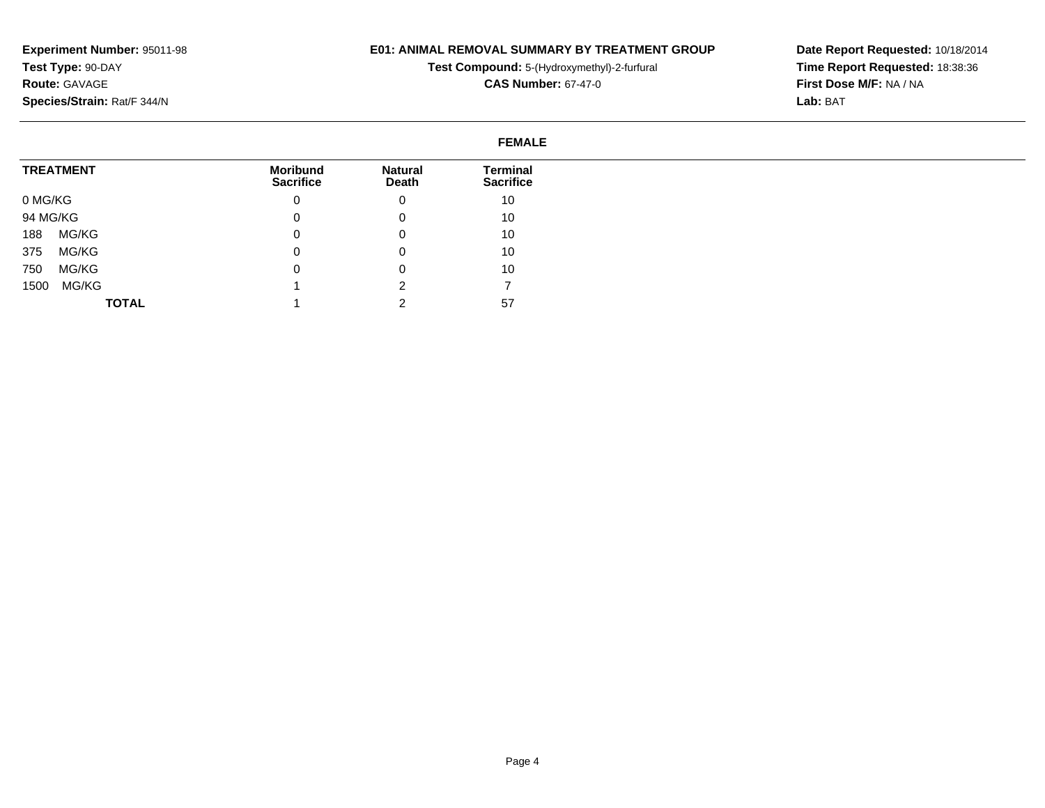**Experiment Number:** 95011-98
**Test Type:** 90-DAY
**Route:** GAVAGE
**Species/Strain:** Rat/F 344/N

**E01: ANIMAL REMOVAL SUMMARY BY TREATMENT GROUP**
**Test Compound:** 5-(Hydroxymethyl)-2-furfural
**CAS Number:** 67-47-0

**Date Report Requested:** 10/18/2014
**Time Report Requested:** 18:38:36
**First Dose M/F:** NA / NA
**Lab:** BAT

**FEMALE**

| TREATMENT | Moribund Sacrifice | Natural Death | Terminal Sacrifice |
|---|---|---|---|
| 0 MG/KG | 0 | 0 | 10 |
| 94 MG/KG | 0 | 0 | 10 |
| 188 MG/KG | 0 | 0 | 10 |
| 375 MG/KG | 0 | 0 | 10 |
| 750 MG/KG | 0 | 0 | 10 |
| 1500 MG/KG | 1 | 2 | 7 |
| **TOTAL** | 1 | 2 | 57 |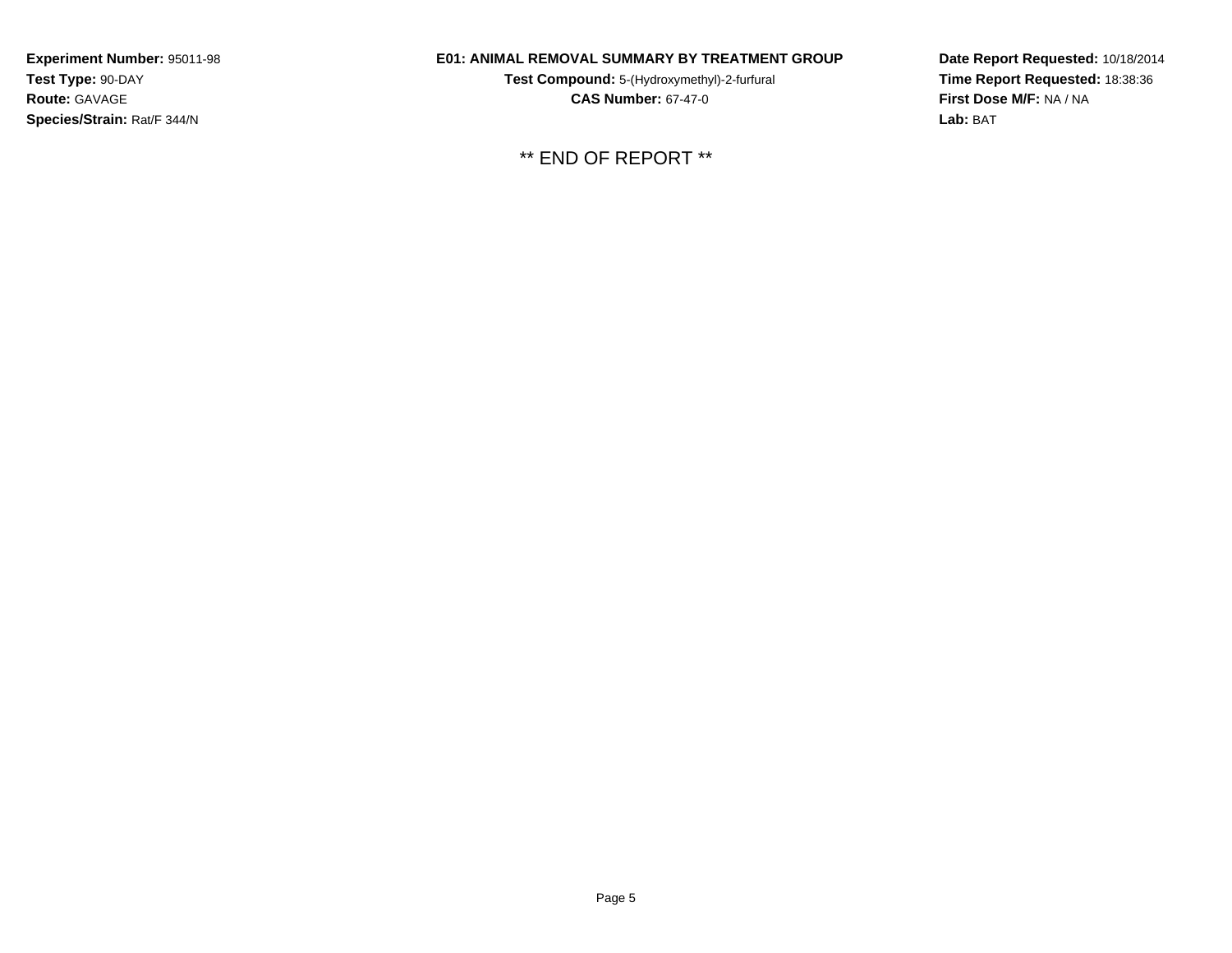**Experiment Number:** 95011-98
**Test Type:** 90-DAY
**Route:** GAVAGE
**Species/Strain:** Rat/F 344/N

**E01: ANIMAL REMOVAL SUMMARY BY TREATMENT GROUP**
**Test Compound:** 5-(Hydroxymethyl)-2-furfural
**CAS Number:** 67-47-0

**Date Report Requested:** 10/18/2014
**Time Report Requested:** 18:38:36
**First Dose M/F:** NA / NA
**Lab:** BAT

** END OF REPORT **